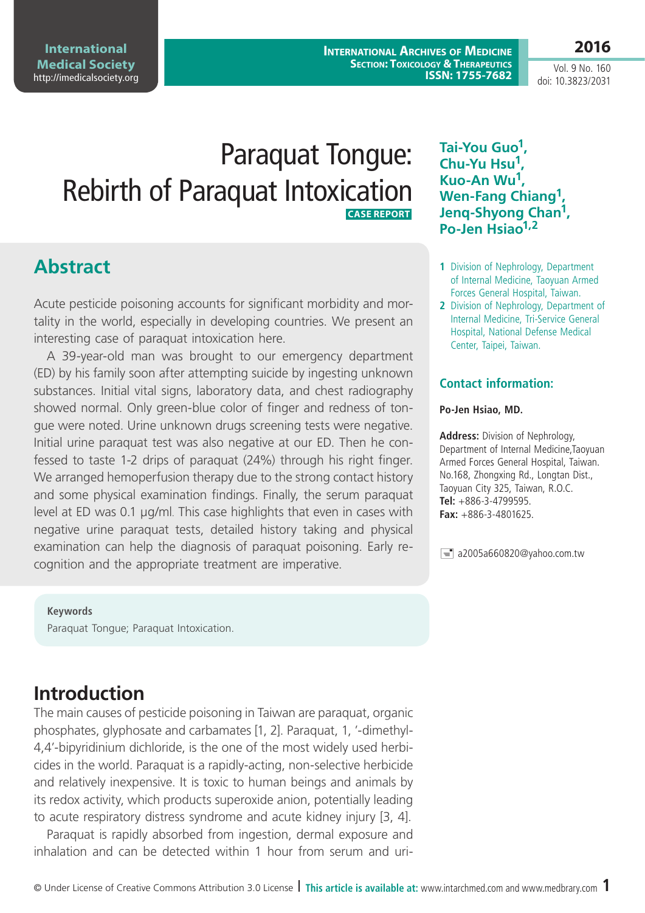# Paraquat Tongue: Rebirth of Paraquat Intoxication

**CASE REPORT**

**Tai-You Guo[1], Chu-Yu Hsu[1], Kuo-An Wu[1], Wen-Fang Chiang[1], Jenq-Shyong Chan[1], Po-Jen Hsiao[1,2]**

1 Division of Nephrology, Department of Internal Medicine, Taoyuan Armed Forces General Hospital, Taiwan.

2 Division of Nephrology, Department of Internal Medicine, Tri-Service General Hospital, National Defense Medical Center, Taipei, Taiwan.

## Abstract

Acute pesticide poisoning accounts for significant morbidity and mortality in the world, especially in developing countries. We present an interesting case of paraquat intoxication here.

A 39-year-old man was brought to our emergency department (ED) by his family soon after attempting suicide by ingesting unknown substances. Initial vital signs, laboratory data, and chest radiography showed normal. Only green-blue color of finger and redness of tongue were noted. Urine unknown drugs screening tests were negative. Initial urine paraquat test was also negative at our ED. Then he confessed to taste 1-2 drips of paraquat (24%) through his right finger. We arranged hemoperfusion therapy due to the strong contact history and some physical examination findings. Finally, the serum paraquat level at ED was 0.1 μg/ml. This case highlights that even in cases with negative urine paraquat tests, detailed history taking and physical examination can help the diagnosis of paraquat poisoning. Early recognition and the appropriate treatment are imperative.

### Contact information:

**Po-Jen Hsiao, MD.**

**Address:** Division of Nephrology, Department of Internal Medicine,Taoyuan Armed Forces General Hospital, Taiwan. No.168, Zhongxing Rd., Longtan Dist., Taoyuan City 325, Taiwan, R.O.C.
**Tel:** +886-3-4799595.
**Fax:** +886-3-4801625.

a2005a660820@yahoo.com.tw

**Keywords**

Paraquat Tongue; Paraquat Intoxication.

## Introduction

The main causes of pesticide poisoning in Taiwan are paraquat, organic phosphates, glyphosate and carbamates [1, 2]. Paraquat, 1, '-dimethyl-4,4'-bipyridinium dichloride, is the one of the most widely used herbicides in the world. Paraquat is a rapidly-acting, non-selective herbicide and relatively inexpensive. It is toxic to human beings and animals by its redox activity, which products superoxide anion, potentially leading to acute respiratory distress syndrome and acute kidney injury [3, 4].

Paraquat is rapidly absorbed from ingestion, dermal exposure and inhalation and can be detected within 1 hour from serum and uri-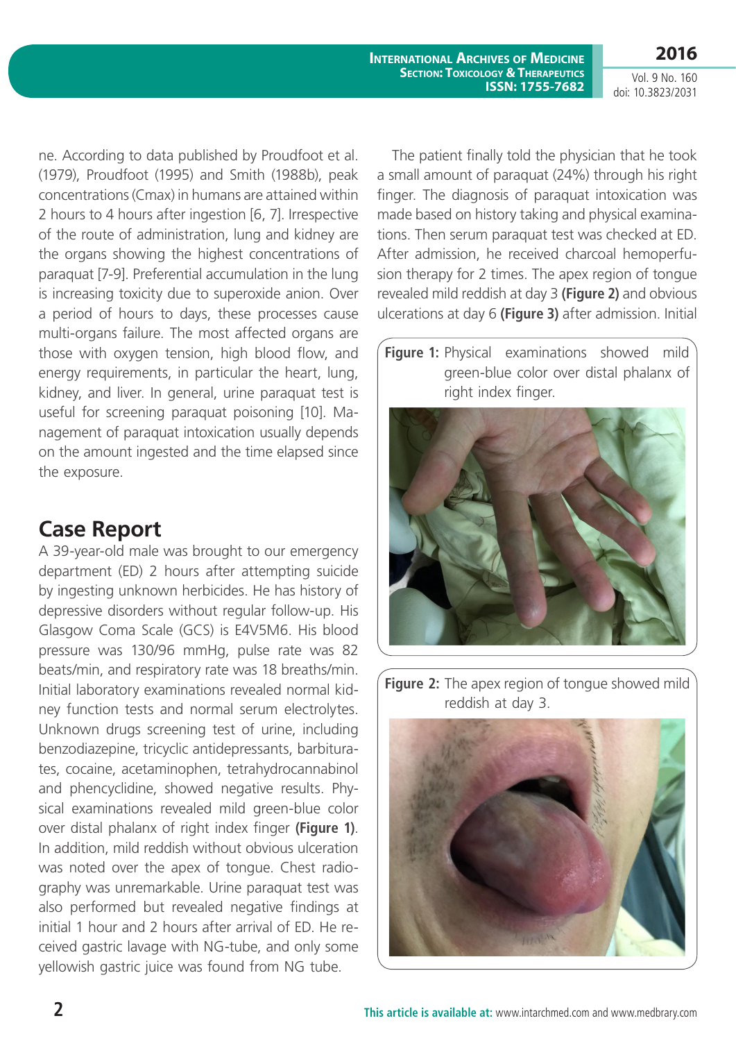ne. According to data published by Proudfoot et al. (1979), Proudfoot (1995) and Smith (1988b), peak concentrations (Cmax) in humans are attained within 2 hours to 4 hours after ingestion [6, 7]. Irrespective of the route of administration, lung and kidney are the organs showing the highest concentrations of paraquat [7-9]. Preferential accumulation in the lung is increasing toxicity due to superoxide anion. Over a period of hours to days, these processes cause multi-organs failure. The most affected organs are those with oxygen tension, high blood flow, and energy requirements, in particular the heart, lung, kidney, and liver. In general, urine paraquat test is useful for screening paraquat poisoning [10]. Management of paraquat intoxication usually depends on the amount ingested and the time elapsed since the exposure.

## Case Report

A 39-year-old male was brought to our emergency department (ED) 2 hours after attempting suicide by ingesting unknown herbicides. He has history of depressive disorders without regular follow-up. His Glasgow Coma Scale (GCS) is E4V5M6. His blood pressure was 130/96 mmHg, pulse rate was 82 beats/min, and respiratory rate was 18 breaths/min. Initial laboratory examinations revealed normal kidney function tests and normal serum electrolytes. Unknown drugs screening test of urine, including benzodiazepine, tricyclic antidepressants, barbiturates, cocaine, acetaminophen, tetrahydrocannabinol and phencyclidine, showed negative results. Physical examinations revealed mild green-blue color over distal phalanx of right index finger **(Figure 1)**. In addition, mild reddish without obvious ulceration was noted over the apex of tongue. Chest radiography was unremarkable. Urine paraquat test was also performed but revealed negative findings at initial 1 hour and 2 hours after arrival of ED. He received gastric lavage with NG-tube, and only some yellowish gastric juice was found from NG tube.

The patient finally told the physician that he took a small amount of paraquat (24%) through his right finger. The diagnosis of paraquat intoxication was made based on history taking and physical examinations. Then serum paraquat test was checked at ED. After admission, he received charcoal hemoperfusion therapy for 2 times. The apex region of tongue revealed mild reddish at day 3 **(Figure 2)** and obvious ulcerations at day 6 **(Figure 3)** after admission. Initial

**Figure 1:** Physical examinations showed mild green-blue color over distal phalanx of right index finger.

**Figure 2:** The apex region of tongue showed mild reddish at day 3.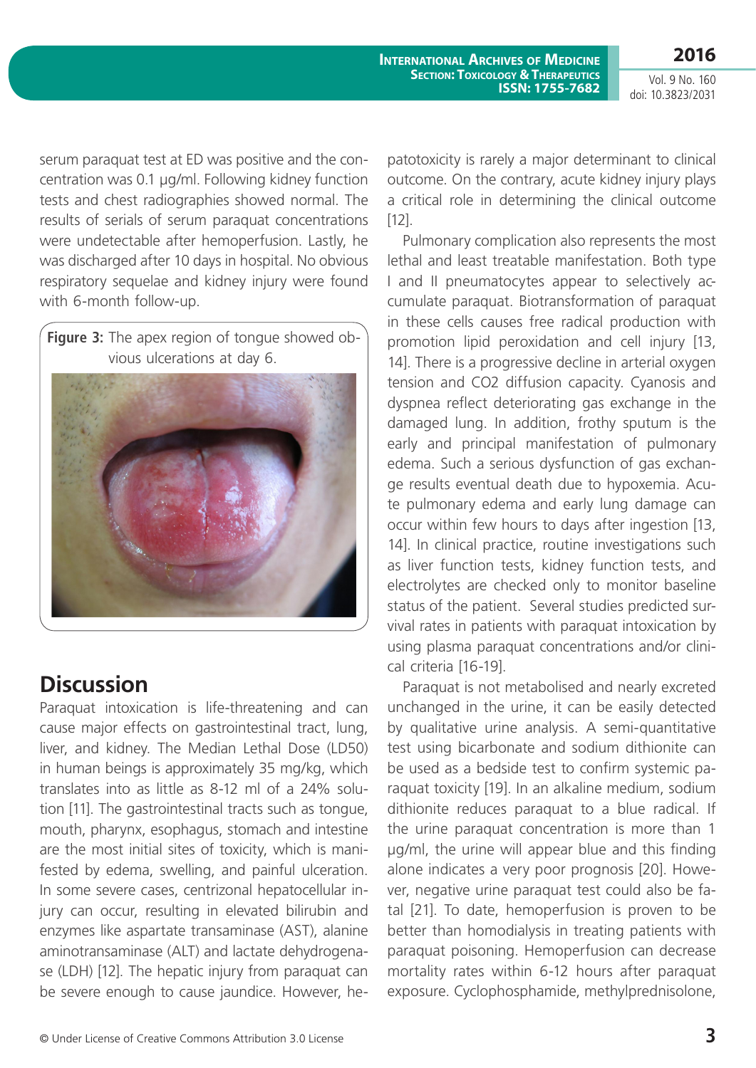serum paraquat test at ED was positive and the concentration was 0.1 μg/ml. Following kidney function tests and chest radiographies showed normal. The results of serials of serum paraquat concentrations were undetectable after hemoperfusion. Lastly, he was discharged after 10 days in hospital. No obvious respiratory sequelae and kidney injury were found with 6-month follow-up.

**Figure 3:** The apex region of tongue showed obvious ulcerations at day 6.

## Discussion

Paraquat intoxication is life-threatening and can cause major effects on gastrointestinal tract, lung, liver, and kidney. The Median Lethal Dose (LD50) in human beings is approximately 35 mg/kg, which translates into as little as 8-12 ml of a 24% solution [11]. The gastrointestinal tracts such as tongue, mouth, pharynx, esophagus, stomach and intestine are the most initial sites of toxicity, which is manifested by edema, swelling, and painful ulceration. In some severe cases, centrizonal hepatocellular injury can occur, resulting in elevated bilirubin and enzymes like aspartate transaminase (AST), alanine aminotransaminase (ALT) and lactate dehydrogenase (LDH) [12]. The hepatic injury from paraquat can be severe enough to cause jaundice. However, hepatotoxicity is rarely a major determinant to clinical outcome. On the contrary, acute kidney injury plays a critical role in determining the clinical outcome [12].

Pulmonary complication also represents the most lethal and least treatable manifestation. Both type I and II pneumatocytes appear to selectively accumulate paraquat. Biotransformation of paraquat in these cells causes free radical production with promotion lipid peroxidation and cell injury [13, 14]. There is a progressive decline in arterial oxygen tension and $CO_2$ diffusion capacity. Cyanosis and dyspnea reflect deteriorating gas exchange in the damaged lung. In addition, frothy sputum is the early and principal manifestation of pulmonary edema. Such a serious dysfunction of gas exchange results eventual death due to hypoxemia. Acute pulmonary edema and early lung damage can occur within few hours to days after ingestion [13, 14]. In clinical practice, routine investigations such as liver function tests, kidney function tests, and electrolytes are checked only to monitor baseline status of the patient. Several studies predicted survival rates in patients with paraquat intoxication by using plasma paraquat concentrations and/or clinical criteria [16-19].

Paraquat is not metabolised and nearly excreted unchanged in the urine, it can be easily detected by qualitative urine analysis. A semi-quantitative test using bicarbonate and sodium dithionite can be used as a bedside test to confirm systemic paraquat toxicity [19]. In an alkaline medium, sodium dithionite reduces paraquat to a blue radical. If the urine paraquat concentration is more than 1 μg/ml, the urine will appear blue and this finding alone indicates a very poor prognosis [20]. However, negative urine paraquat test could also be fatal [21]. To date, hemoperfusion is proven to be better than homodialysis in treating patients with paraquat poisoning. Hemoperfusion can decrease mortality rates within 6-12 hours after paraquat exposure. Cyclophosphamide, methylprednisolone,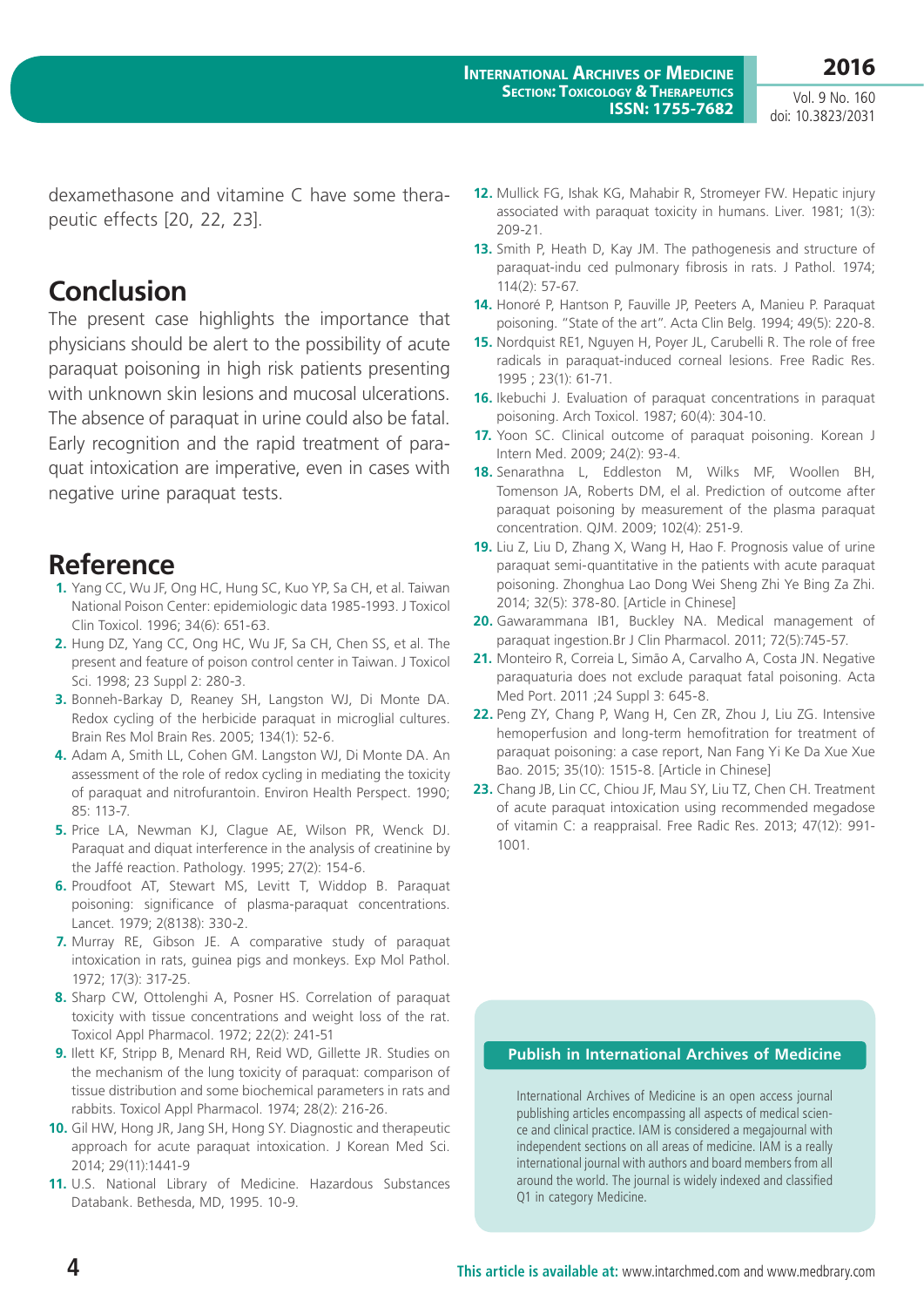dexamethasone and vitamine C have some therapeutic effects [20, 22, 23].

## Conclusion

The present case highlights the importance that physicians should be alert to the possibility of acute paraquat poisoning in high risk patients presenting with unknown skin lesions and mucosal ulcerations. The absence of paraquat in urine could also be fatal. Early recognition and the rapid treatment of paraquat intoxication are imperative, even in cases with negative urine paraquat tests.

## Reference

1. Yang CC, Wu JF, Ong HC, Hung SC, Kuo YP, Sa CH, et al. Taiwan National Poison Center: epidemiologic data 1985-1993. J Toxicol Clin Toxicol. 1996; 34(6): 651-63.
2. Hung DZ, Yang CC, Ong HC, Wu JF, Sa CH, Chen SS, et al. The present and feature of poison control center in Taiwan. J Toxicol Sci. 1998; 23 Suppl 2: 280-3.
3. Bonneh-Barkay D, Reaney SH, Langston WJ, Di Monte DA. Redox cycling of the herbicide paraquat in microglial cultures. Brain Res Mol Brain Res. 2005; 134(1): 52-6.
4. Adam A, Smith LL, Cohen GM. Langston WJ, Di Monte DA. An assessment of the role of redox cycling in mediating the toxicity of paraquat and nitrofurantoin. Environ Health Perspect. 1990; 85: 113-7.
5. Price LA, Newman KJ, Clague AE, Wilson PR, Wenck DJ. Paraquat and diquat interference in the analysis of creatinine by the Jaffé reaction. Pathology. 1995; 27(2): 154-6.
6. Proudfoot AT, Stewart MS, Levitt T, Widdop B. Paraquat poisoning: significance of plasma-paraquat concentrations. Lancet. 1979; 2(8138): 330-2.
7. Murray RE, Gibson JE. A comparative study of paraquat intoxication in rats, guinea pigs and monkeys. Exp Mol Pathol. 1972; 17(3): 317-25.
8. Sharp CW, Ottolenghi A, Posner HS. Correlation of paraquat toxicity with tissue concentrations and weight loss of the rat. Toxicol Appl Pharmacol. 1972; 22(2): 241-51
9. Ilett KF, Stripp B, Menard RH, Reid WD, Gillette JR. Studies on the mechanism of the lung toxicity of paraquat: comparison of tissue distribution and some biochemical parameters in rats and rabbits. Toxicol Appl Pharmacol. 1974; 28(2): 216-26.
10. Gil HW, Hong JR, Jang SH, Hong SY. Diagnostic and therapeutic approach for acute paraquat intoxication. J Korean Med Sci. 2014; 29(11):1441-9
11. U.S. National Library of Medicine. Hazardous Substances Databank. Bethesda, MD, 1995. 10-9.
12. Mullick FG, Ishak KG, Mahabir R, Stromeyer FW. Hepatic injury associated with paraquat toxicity in humans. Liver. 1981; 1(3): 209-21.
13. Smith P, Heath D, Kay JM. The pathogenesis and structure of paraquat-indu ced pulmonary fibrosis in rats. J Pathol. 1974; 114(2): 57-67.
14. Honoré P, Hantson P, Fauville JP, Peeters A, Manieu P. Paraquat poisoning. "State of the art". Acta Clin Belg. 1994; 49(5): 220-8.
15. Nordquist RE1, Nguyen H, Poyer JL, Carubelli R. The role of free radicals in paraquat-induced corneal lesions. Free Radic Res. 1995 ; 23(1): 61-71.
16. Ikebuchi J. Evaluation of paraquat concentrations in paraquat poisoning. Arch Toxicol. 1987; 60(4): 304-10.
17. Yoon SC. Clinical outcome of paraquat poisoning. Korean J Intern Med. 2009; 24(2): 93-4.
18. Senarathna L, Eddleston M, Wilks MF, Woollen BH, Tomenson JA, Roberts DM, el al. Prediction of outcome after paraquat poisoning by measurement of the plasma paraquat concentration. QJM. 2009; 102(4): 251-9.
19. Liu Z, Liu D, Zhang X, Wang H, Hao F. Prognosis value of urine paraquat semi-quantitative in the patients with acute paraquat poisoning. Zhonghua Lao Dong Wei Sheng Zhi Ye Bing Za Zhi. 2014; 32(5): 378-80. [Article in Chinese]
20. Gawarammana IB1, Buckley NA. Medical management of paraquat ingestion.Br J Clin Pharmacol. 2011; 72(5):745-57.
21. Monteiro R, Correia L, Simão A, Carvalho A, Costa JN. Negative paraquaturia does not exclude paraquat fatal poisoning. Acta Med Port. 2011 ;24 Suppl 3: 645-8.
22. Peng ZY, Chang P, Wang H, Cen ZR, Zhou J, Liu ZG. Intensive hemoperfusion and long-term hemofitration for treatment of paraquat poisoning: a case report, Nan Fang Yi Ke Da Xue Xue Bao. 2015; 35(10): 1515-8. [Article in Chinese]
23. Chang JB, Lin CC, Chiou JF, Mau SY, Liu TZ, Chen CH. Treatment of acute paraquat intoxication using recommended megadose of vitamin C: a reappraisal. Free Radic Res. 2013; 47(12): 991-1001.

**Publish in International Archives of Medicine**

International Archives of Medicine is an open access journal publishing articles encompassing all aspects of medical science and clinical practice. IAM is considered a megajournal with independent sections on all areas of medicine. IAM is a really international journal with authors and board members from all around the world. The journal is widely indexed and classified Q1 in category Medicine.